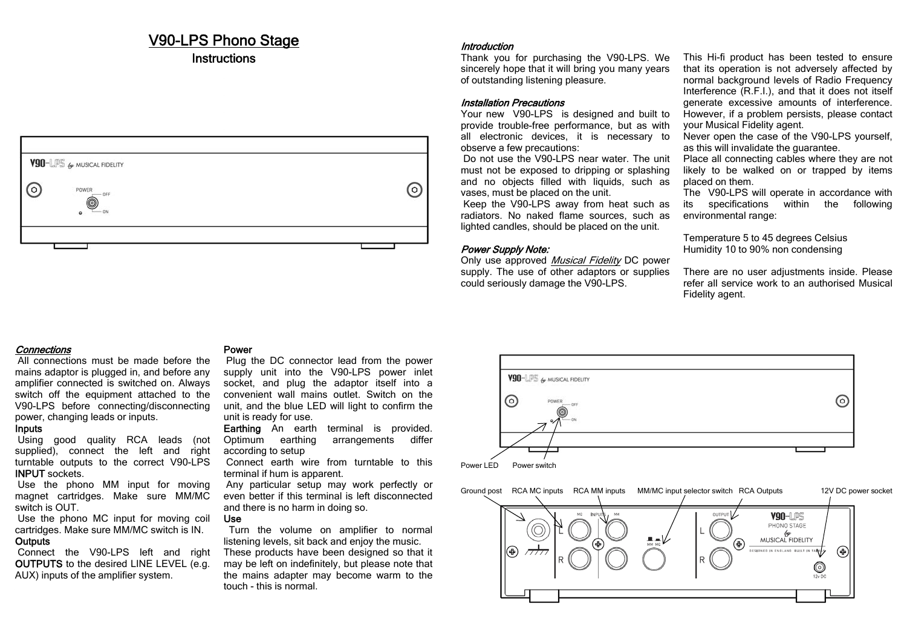# V90-LPS Phono Stage

## Instructions

### *Introduction*

Thank you for purchasing the V90-LPS. We sincerely hope that it will bring you many years of outstanding listening pleasure.

### *Installation Precautions*

Your new V90-LPS is designed and built to provide trouble-free performance, but as with all electronic devices, it is necessary to observe a few precautions:

Do not use the V90-LPS near water. The unit must not be exposed to dripping or splashing and no objects filled with liquids, such as vases, must be placed on the unit.

Keep the V90-LPS away from heat such as radiators. No naked flame sources, such as lighted candles, should be placed on the unit.

### *Power Supply Note:*

Only use approved *Musical Fidelity* DC power supply. The use of other adaptors or supplies could seriously damage the V90-LPS.

This Hi-fi product has been tested to ensure that its operation is not adversely affected by normal background levels of Radio Frequency Interference (R.F.I.), and that it does not itself generate excessive amounts of interference. However, if a problem persists, please contact your Musical Fidelity agent.

Never open the case of the V90-LPS yourself, as this will invalidate the guarantee.

Place all connecting cables where they are not likely to be walked on or trapped by items placed on them.

The V90-LPS will operate in accordance with its specifications within the following environmental range:

Temperature 5 to 45 degrees Celsius
Humidity 10 to 90% non condensing

There are no user adjustments inside. Please refer all service work to an authorised Musical Fidelity agent.

### *Connections*

All connections must be made before the mains adaptor is plugged in, and before any amplifier connected is switched on. Always switch off the equipment attached to the V90-LPS before connecting/disconnecting power, changing leads or inputs.

**Inputs**

Using good quality RCA leads (not supplied), connect the left and right turntable outputs to the correct V90-LPS **INPUT** sockets.

Use the phono MM input for moving magnet cartridges. Make sure MM/MC switch is OUT.

Use the phono MC input for moving coil cartridges. Make sure MM/MC switch is IN.

**Outputs**

Connect the V90-LPS left and right **OUTPUTS** to the desired LINE LEVEL (e.g. AUX) inputs of the amplifier system.

**Power**

Plug the DC connector lead from the power supply unit into the V90-LPS power inlet socket, and plug the adaptor itself into a convenient wall mains outlet. Switch on the unit, and the blue LED will light to confirm the unit is ready for use.

**Earthing** An earth terminal is provided. Optimum earthing arrangements differ according to setup

Connect earth wire from turntable to this terminal if hum is apparent.

Any particular setup may work perfectly or even better if this terminal is left disconnected and there is no harm in doing so.

**Use**

Turn the volume on amplifier to normal listening levels, sit back and enjoy the music.

These products have been designed so that it may be left on indefinitely, but please note that the mains adapter may become warm to the touch - this is normal.

Power LED  Power switch

Ground post  RCA MC inputs  RCA MM inputs  MM/MC input selector switch  RCA Outputs  12V DC power socket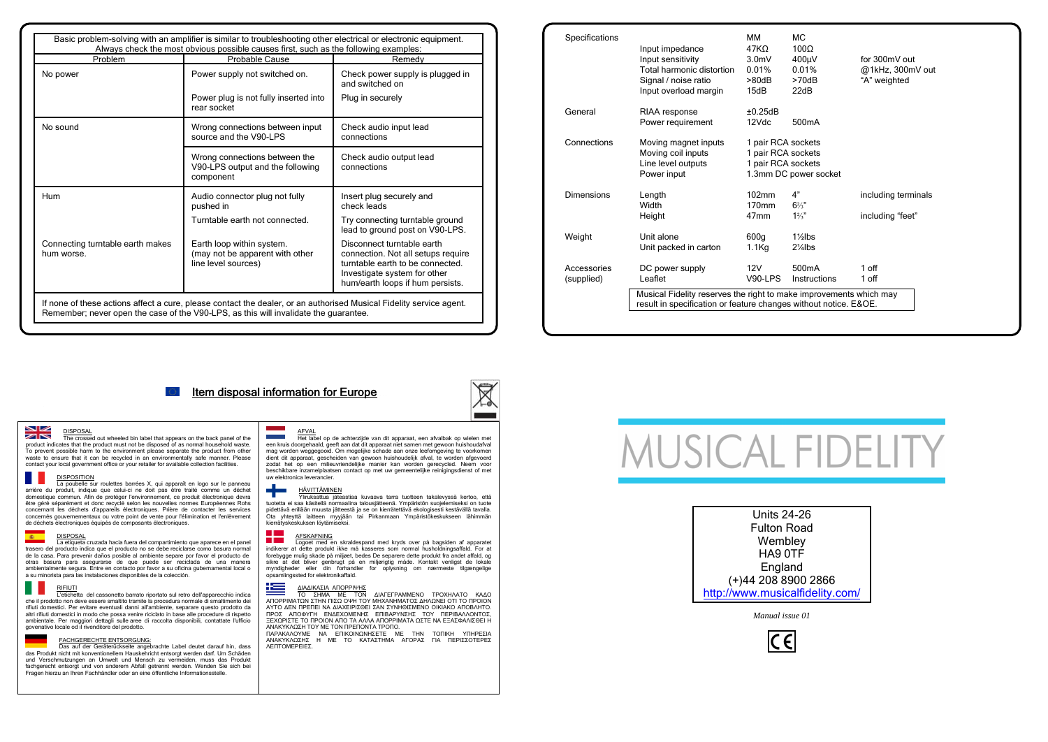Basic problem-solving with an amplifier is similar to troubleshooting other electrical or electronic equipment. Always check the most obvious possible causes first, such as the following examples:

| Problem | Probable Cause | Remedy |
|---|---|---|
| No power | Power supply not switched on. | Check power supply is plugged in and switched on |
| | Power plug is not fully inserted into rear socket | Plug in securely |
| No sound | Wrong connections between input source and the V90-LPS | Check audio input lead connections |
| | Wrong connections between the V90-LPS output and the following component | Check audio output lead connections |
| Hum | Audio connector plug not fully pushed in | Insert plug securely and check leads |
| | Turntable earth not connected. | Try connecting turntable ground lead to ground post on V90-LPS. |
| Connecting turntable earth makes hum worse. | Earth loop within system. (may not be apparent with other line level sources) | Disconnect turntable earth connection. Not all setups require turntable earth to be connected. Investigate system for other hum/earth loops if hum persists. |

If none of these actions affect a cure, please contact the dealer, or an authorised Musical Fidelity service agent. Remember; never open the case of the V90-LPS, as this will invalidate the guarantee.

| | | | | |
|---|---|---|---|---|
| Specifications | | MM | MC | |
| | Input impedance | 47KΩ | 100Ω | |
| | Input sensitivity | 3.0mV | 400μV | for 300mV out |
| | Total harmonic distortion | 0.01% | 0.01% | @1kHz, 300mV out |
| | Signal / noise ratio | >80dB | >70dB | "A" weighted |
| | Input overload margin | 15dB | 22dB | |
| General | RIAA response | ±0.25dB | | |
| | Power requirement | 12Vdc | 500mA | |
| Connections | Moving magnet inputs | 1 pair RCA sockets | | |
| | Moving coil inputs | 1 pair RCA sockets | | |
| | Line level outputs | 1 pair RCA sockets | | |
| | Power input | 1.3mm DC power socket | | |
| Dimensions | Length | 102mm | 4" | including terminals |
| | Width | 170mm | 6⅔" | |
| | Height | 47mm | 1⅓" | including "feet" |
| Weight | Unit alone | 600g | 1⅓lbs | |
| | Unit packed in carton | 1.1Kg | 2¼lbs | |
| Accessories (supplied) | DC power supply | 12V | 500mA | 1 off |
| | Leaflet | V90-LPS | Instructions | 1 off |

Musical Fidelity reserves the right to make improvements which may result in specification or feature changes without notice. E&OE.

## Item disposal information for Europe

**DISPOSAL**
The crossed out wheeled bin label that appears on the back panel of the product indicates that the product must not be disposed of as normal household waste. To prevent possible harm to the environment please separate the product from other waste to ensure that it can be recycled in an environmentally safe manner. Please contact your local government office or your retailer for available collection facilities.

**DISPOSITION**
La poubelle sur roulettes barrées X, qui apparaît en logo sur le panneau arrière du produit, indique que celui-ci ne doit pas être traité comme un déchet domestique commun. Afin de protéger l'environnement, ce produit électronique devra être géré séparément et donc recyclé selon les nouvelles normes Européennes Rohs concernant les déchets d'appareils électroniques. Prière de contacter les services concernés gouvernementaux ou votre point de vente pour l'élimination et l'enlèvement de déchets électroniques équipés de composants électroniques.

**DISPOSAL**
La etiqueta cruzada hacia fuera del compartimiento que aparece en el panel trasero del producto indica que el producto no se debe reciclarse como basura normal de la casa. Para prevenir daños posible al ambiente separe por favor el producto de otras basura para asegurarse de que puede ser reciclada de una manera ambientalmente segura. Entre en contacto por favor a su oficina gubernamental local o a su minorista para las instalaciones disponibles de la colección.

**RIFIUTI**
L'etichetta del cassonetto barrato riportato sul retro dell'apparecchio indica che il prodotto non deve essere smaltito tramite la procedura normale di smaltimento dei rifiuti domestici. Per evitare eventuali danni all'ambiente, separare questo prodotto da altri rifiuti domestici in modo che possa venire riciclato in base alle procedure di rispetto ambientale. Per maggiori dettagli sulle aree di raccolta disponibili, contattate l'ufficio govenativo locale od il rivenditore del prodotto.

**FACHGERECHTE ENTSORGUNG:**
Das auf der Geräterückseite angebrachte Label deutet darauf hin, dass das Produkt nicht mit konventionellem Hauskehricht entsorgt werden darf. Um Schäden und Verschmutzungen an Umwelt und Mensch zu vermeiden, muss das Produkt fachgerecht entsorgt und von anderem Abfall getrennt werden. Wenden Sie sich bei Fragen hierzu an Ihren Fachhändler oder an eine öffentliche Informationsstelle.

**AFVAL**
Het label op de achterzijde van dit apparaat, een afvalbak op wielen met een kruis doorgehaald, geeft aan dat dit apparaat niet samen met gewoon huishoudafval mag worden weggegooid. Om mogelijke schade aan onze leefomgeving te voorkomen dient dit apparaat, gescheiden van gewoon huishoudelijk afval, te worden afgevoerd zodat het op een milieuvriendelijke manier kan worden gerecycled. Neem voor beschikbare inzamelplaatsen contact op met uw gemeentelijke reinigingsdienst of met uw elektronica leverancier.

**HÄVITTÄMINEN**
Yliruksattua jäteastiaa kuvaava tarra tuotteen takalevyssä kertoo, että tuotetta ei saa käsitellä normaalina talousjätteenä. Ympäristön suojelemiseksi on tuote pidettävä erillään muusta jätteestä ja se on kierrätettävä ekologisesti kestävällä tavalla. Ota yhteyttä laitteen myyjään tai Pirkanmaan Ympäristökeskukseen lähimmän kierrätyskeskuksen löytämiseksi.

**AFSKAFNING**
Logoet med en skraldespand med kryds over på bagsiden af apparatet indikerer at dette produkt ikke må kasseres som normal husholdningsaffald. For at forebygge mulig skade på miljøet, bedes De separere dette produkt fra andet affald, og sikre at det bliver genbrugt på en miljørigtig måde. Kontakt venligst de lokale myndigheder eller din forhandler for oplysning om nærmeste tilgængelige opsamlingssted for elektronikaffald.

**ΔΙΑΔΙΚΑΣΙΑ ΑΠΟΡΡΙΨΗΣ**
ΤΟ ΣΗΜΑ ΜΕ ΤΟΝ ΔΙΑΓΕΓΡΑΜΜΕΝΟ ΤΡΟΧΗΛΑΤΟ ΚΑΔΟ ΑΠΟΡΡΙΜΑΤΩΝ ΣΤΗΝ ΠΙΣΩ ΟΨΗ ΤΟΥ ΜΗΧΑΝΗΜΑΤΟΣ ΔΗΛΩΝΕΙ ΟΤΙ ΤΟ ΠΡΟΙΟΝ ΑΥΤΟ ΔΕΝ ΠΡΕΠΕΙ ΝΑ ΔΙΑΧΕΙΡΙΣΘΕΙ ΣΑΝ ΣΥΝΗΘΙΣΜΕΝΟ ΟΙΚΙΑΚΟ ΑΠΟΒΛΗΤΟ. ΠΡΟΣ ΑΠΟΦΥΓΗ ΕΝΔΕΧΟΜΕΝΗΣ ΕΠΙΒΑΡΥΝΣΗΣ ΤΟΥ ΠΕΡΙΒΑΛΛΟΝΤΟΣ, ΞΕΧΩΡΙΣΤΕ ΤΟ ΠΡΟΙΟΝ ΑΠΟ ΤΑ ΑΛΛΑ ΑΠΟΡΡΙΜΑΤΑ ΩΣΤΕ ΝΑ ΕΞΑΣΦΑΛΙΣΘΕΙ Η ΑΝΑΚΥΚΛΩΣΗ ΤΟΥ ΜΕ ΤΟΝ ΠΡΕΠΟΝΤΑ ΤΡΟΠΟ.
ΠΑΡΑΚΑΛΟΥΜΕ ΝΑ ΕΠΙΚΟΙΝΩΝΗΣΕΤΕ ΜΕ ΤΗΝ ΤΟΠΙΚΗ ΥΠΗΡΕΣΙΑ ΑΝΑΚΥΚΛΩΣΗΣ Η ΜΕ ΤΟ ΚΑΤΑΣΤΗΜΑ ΑΓΟΡΑΣ ΓΙΑ ΠΕΡΙΣΣΟΤΕΡΕΣ ΛΕΠΤΟΜΕΡΕΙΕΣ.

# MUSICAL FIDELITY

Units 24-26
Fulton Road
Wembley
HA9 0TF
England
(+)44 208 8900 2866
http://www.musicalfidelity.com/

*Manual issue 01*

CE